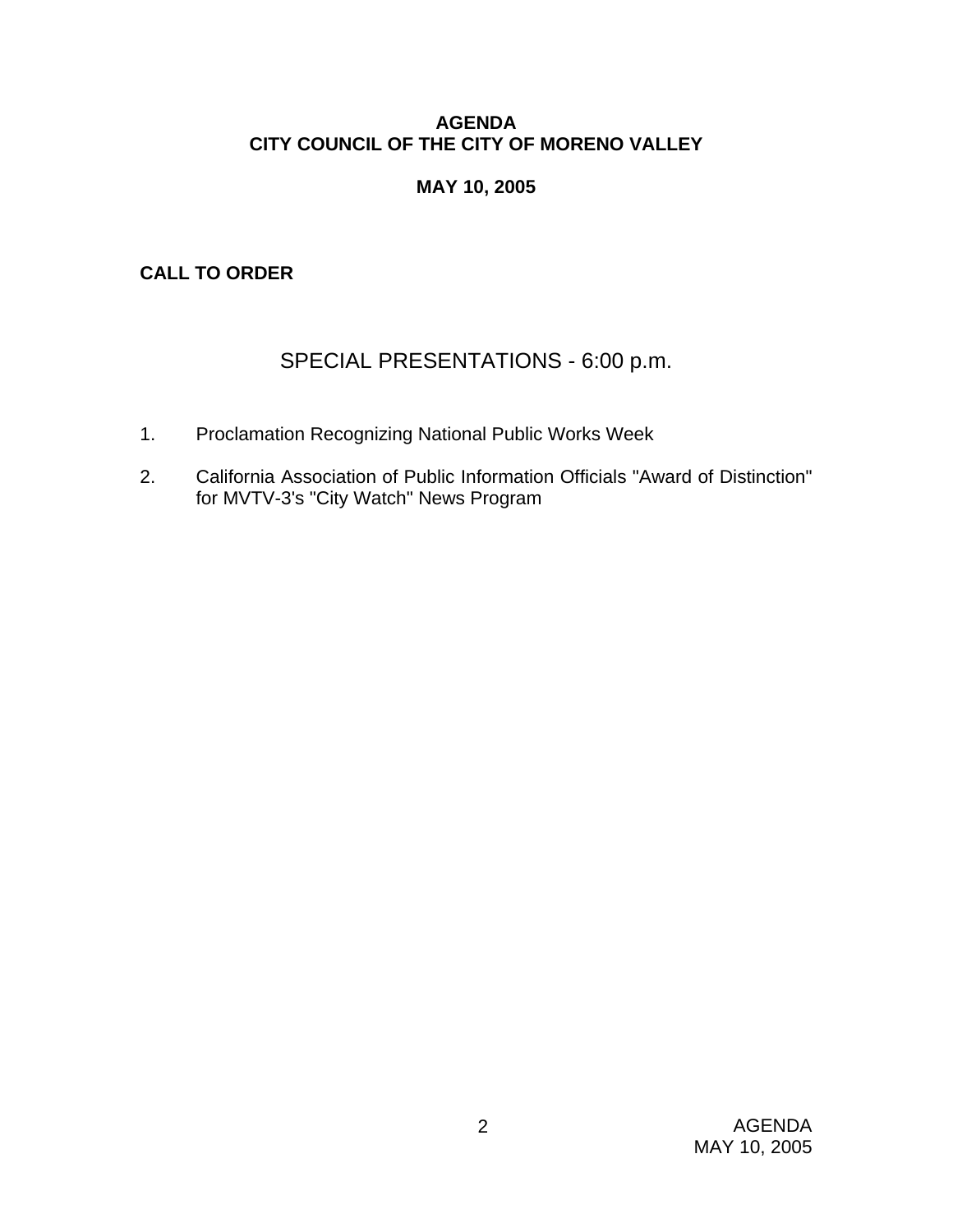# AGENDA
# CITY COUNCIL OF THE CITY OF MORENO VALLEY

**MAY 10, 2005**

**CALL TO ORDER**

## SPECIAL PRESENTATIONS - 6:00 p.m.

1. Proclamation Recognizing National Public Works Week

2. California Association of Public Information Officials "Award of Distinction" for MVTV-3's "City Watch" News Program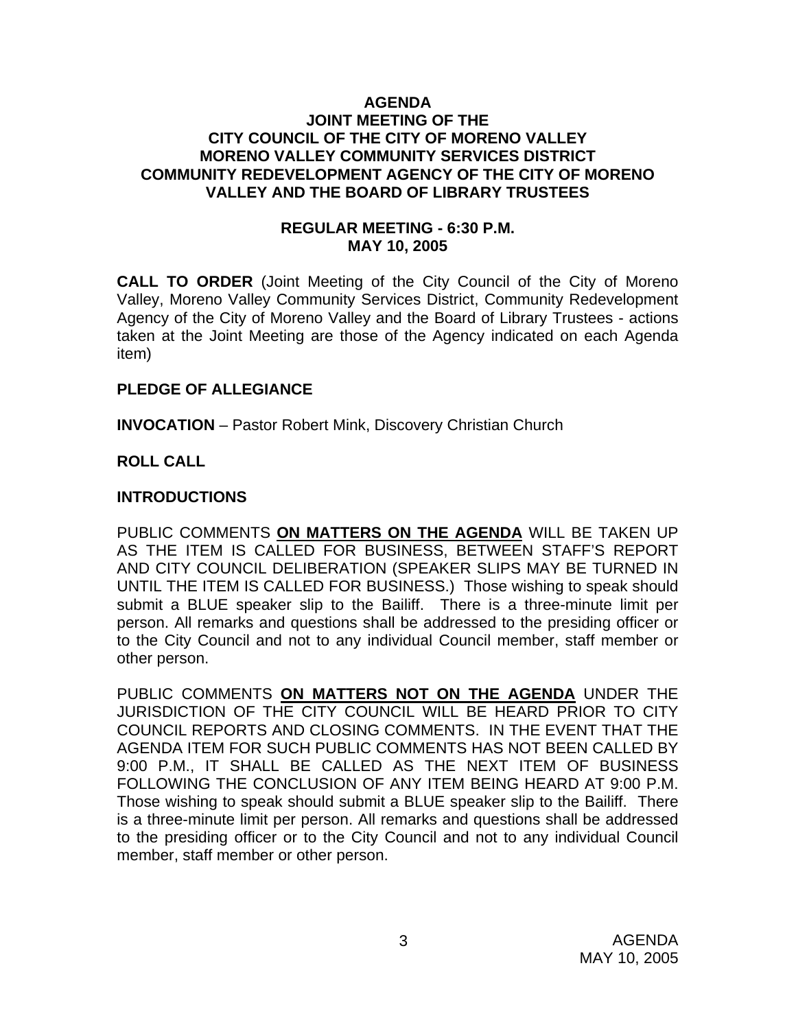# AGENDA
# JOINT MEETING OF THE CITY COUNCIL OF THE CITY OF MORENO VALLEY MORENO VALLEY COMMUNITY SERVICES DISTRICT COMMUNITY REDEVELOPMENT AGENCY OF THE CITY OF MORENO VALLEY AND THE BOARD OF LIBRARY TRUSTEES

## REGULAR MEETING - 6:30 P.M.
## MAY 10, 2005

**CALL TO ORDER** (Joint Meeting of the City Council of the City of Moreno Valley, Moreno Valley Community Services District, Community Redevelopment Agency of the City of Moreno Valley and the Board of Library Trustees - actions taken at the Joint Meeting are those of the Agency indicated on each Agenda item)

**PLEDGE OF ALLEGIANCE**

**INVOCATION** – Pastor Robert Mink, Discovery Christian Church

**ROLL CALL**

**INTRODUCTIONS**

PUBLIC COMMENTS **ON MATTERS ON THE AGENDA** WILL BE TAKEN UP AS THE ITEM IS CALLED FOR BUSINESS, BETWEEN STAFF'S REPORT AND CITY COUNCIL DELIBERATION (SPEAKER SLIPS MAY BE TURNED IN UNTIL THE ITEM IS CALLED FOR BUSINESS.) Those wishing to speak should submit a BLUE speaker slip to the Bailiff. There is a three-minute limit per person. All remarks and questions shall be addressed to the presiding officer or to the City Council and not to any individual Council member, staff member or other person.

PUBLIC COMMENTS **ON MATTERS NOT ON THE AGENDA** UNDER THE JURISDICTION OF THE CITY COUNCIL WILL BE HEARD PRIOR TO CITY COUNCIL REPORTS AND CLOSING COMMENTS. IN THE EVENT THAT THE AGENDA ITEM FOR SUCH PUBLIC COMMENTS HAS NOT BEEN CALLED BY 9:00 P.M., IT SHALL BE CALLED AS THE NEXT ITEM OF BUSINESS FOLLOWING THE CONCLUSION OF ANY ITEM BEING HEARD AT 9:00 P.M. Those wishing to speak should submit a BLUE speaker slip to the Bailiff. There is a three-minute limit per person. All remarks and questions shall be addressed to the presiding officer or to the City Council and not to any individual Council member, staff member or other person.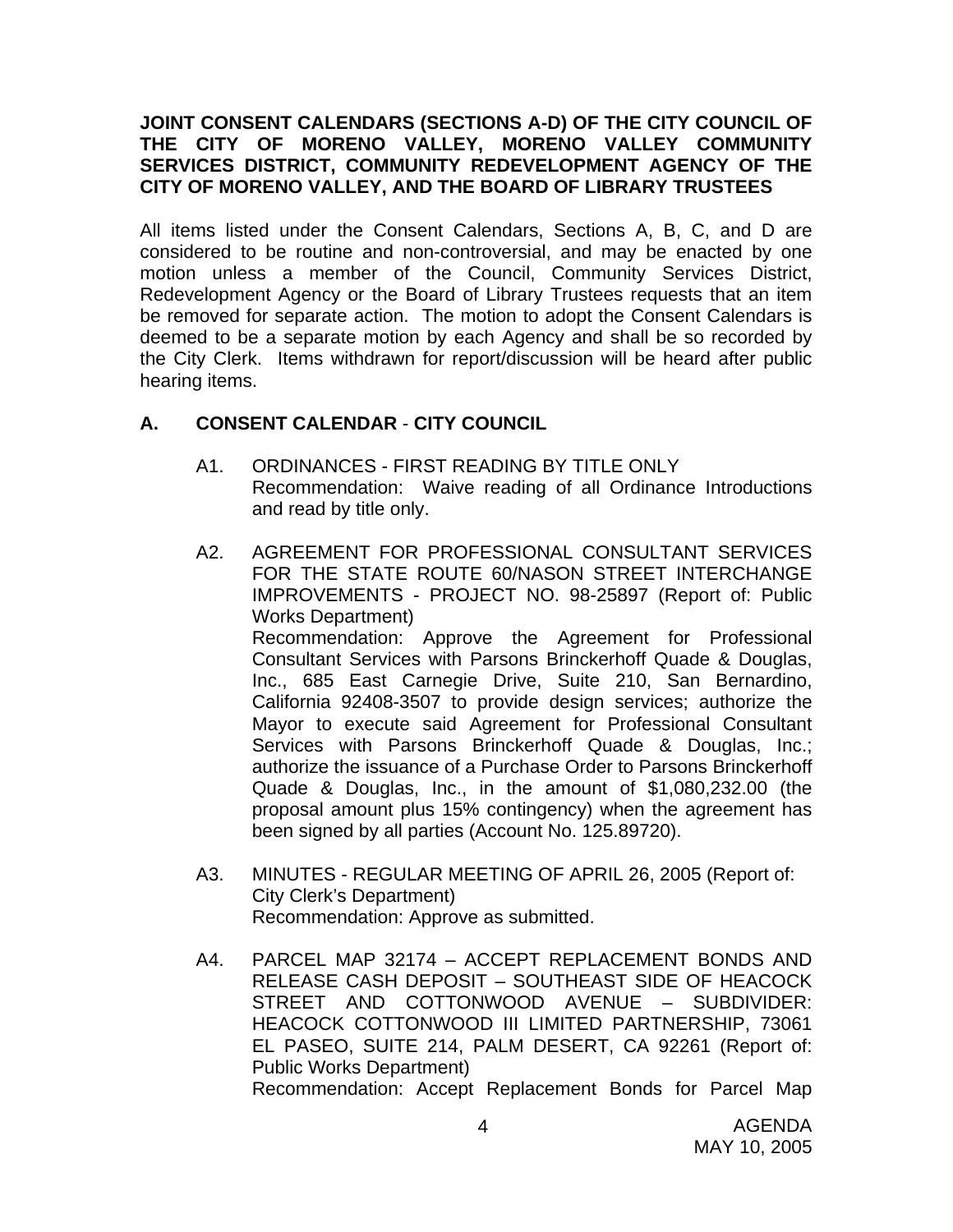**JOINT CONSENT CALENDARS (SECTIONS A-D) OF THE CITY COUNCIL OF THE CITY OF MORENO VALLEY, MORENO VALLEY COMMUNITY SERVICES DISTRICT, COMMUNITY REDEVELOPMENT AGENCY OF THE CITY OF MORENO VALLEY, AND THE BOARD OF LIBRARY TRUSTEES**

All items listed under the Consent Calendars, Sections A, B, C, and D are considered to be routine and non-controversial, and may be enacted by one motion unless a member of the Council, Community Services District, Redevelopment Agency or the Board of Library Trustees requests that an item be removed for separate action. The motion to adopt the Consent Calendars is deemed to be a separate motion by each Agency and shall be so recorded by the City Clerk. Items withdrawn for report/discussion will be heard after public hearing items.

## A. CONSENT CALENDAR - CITY COUNCIL

A1. ORDINANCES - FIRST READING BY TITLE ONLY
Recommendation: Waive reading of all Ordinance Introductions and read by title only.

A2. AGREEMENT FOR PROFESSIONAL CONSULTANT SERVICES FOR THE STATE ROUTE 60/NASON STREET INTERCHANGE IMPROVEMENTS - PROJECT NO. 98-25897 (Report of: Public Works Department)
Recommendation: Approve the Agreement for Professional Consultant Services with Parsons Brinckerhoff Quade & Douglas, Inc., 685 East Carnegie Drive, Suite 210, San Bernardino, California 92408-3507 to provide design services; authorize the Mayor to execute said Agreement for Professional Consultant Services with Parsons Brinckerhoff Quade & Douglas, Inc.; authorize the issuance of a Purchase Order to Parsons Brinckerhoff Quade & Douglas, Inc., in the amount of $1,080,232.00 (the proposal amount plus 15% contingency) when the agreement has been signed by all parties (Account No. 125.89720).

A3. MINUTES - REGULAR MEETING OF APRIL 26, 2005 (Report of: City Clerk's Department)
Recommendation: Approve as submitted.

A4. PARCEL MAP 32174 – ACCEPT REPLACEMENT BONDS AND RELEASE CASH DEPOSIT – SOUTHEAST SIDE OF HEACOCK STREET AND COTTONWOOD AVENUE – SUBDIVIDER: HEACOCK COTTONWOOD III LIMITED PARTNERSHIP, 73061 EL PASEO, SUITE 214, PALM DESERT, CA 92261 (Report of: Public Works Department)
Recommendation: Accept Replacement Bonds for Parcel Map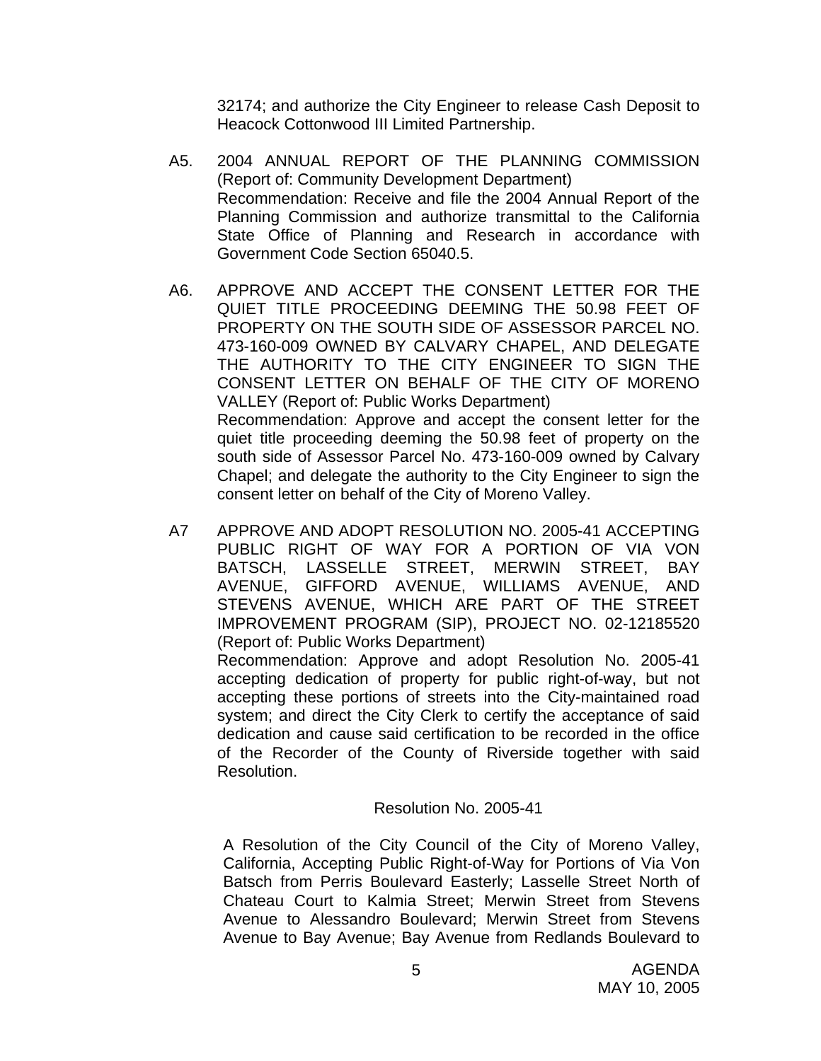32174; and authorize the City Engineer to release Cash Deposit to Heacock Cottonwood III Limited Partnership.

A5. 2004 ANNUAL REPORT OF THE PLANNING COMMISSION (Report of: Community Development Department)
Recommendation: Receive and file the 2004 Annual Report of the Planning Commission and authorize transmittal to the California State Office of Planning and Research in accordance with Government Code Section 65040.5.

A6. APPROVE AND ACCEPT THE CONSENT LETTER FOR THE QUIET TITLE PROCEEDING DEEMING THE 50.98 FEET OF PROPERTY ON THE SOUTH SIDE OF ASSESSOR PARCEL NO. 473-160-009 OWNED BY CALVARY CHAPEL, AND DELEGATE THE AUTHORITY TO THE CITY ENGINEER TO SIGN THE CONSENT LETTER ON BEHALF OF THE CITY OF MORENO VALLEY (Report of: Public Works Department)
Recommendation: Approve and accept the consent letter for the quiet title proceeding deeming the 50.98 feet of property on the south side of Assessor Parcel No. 473-160-009 owned by Calvary Chapel; and delegate the authority to the City Engineer to sign the consent letter on behalf of the City of Moreno Valley.

A7 APPROVE AND ADOPT RESOLUTION NO. 2005-41 ACCEPTING PUBLIC RIGHT OF WAY FOR A PORTION OF VIA VON BATSCH, LASSELLE STREET, MERWIN STREET, BAY AVENUE, GIFFORD AVENUE, WILLIAMS AVENUE, AND STEVENS AVENUE, WHICH ARE PART OF THE STREET IMPROVEMENT PROGRAM (SIP), PROJECT NO. 02-12185520 (Report of: Public Works Department)
Recommendation: Approve and adopt Resolution No. 2005-41 accepting dedication of property for public right-of-way, but not accepting these portions of streets into the City-maintained road system; and direct the City Clerk to certify the acceptance of said dedication and cause said certification to be recorded in the office of the Recorder of the County of Riverside together with said Resolution.

Resolution No. 2005-41

A Resolution of the City Council of the City of Moreno Valley, California, Accepting Public Right-of-Way for Portions of Via Von Batsch from Perris Boulevard Easterly; Lasselle Street North of Chateau Court to Kalmia Street; Merwin Street from Stevens Avenue to Alessandro Boulevard; Merwin Street from Stevens Avenue to Bay Avenue; Bay Avenue from Redlands Boulevard to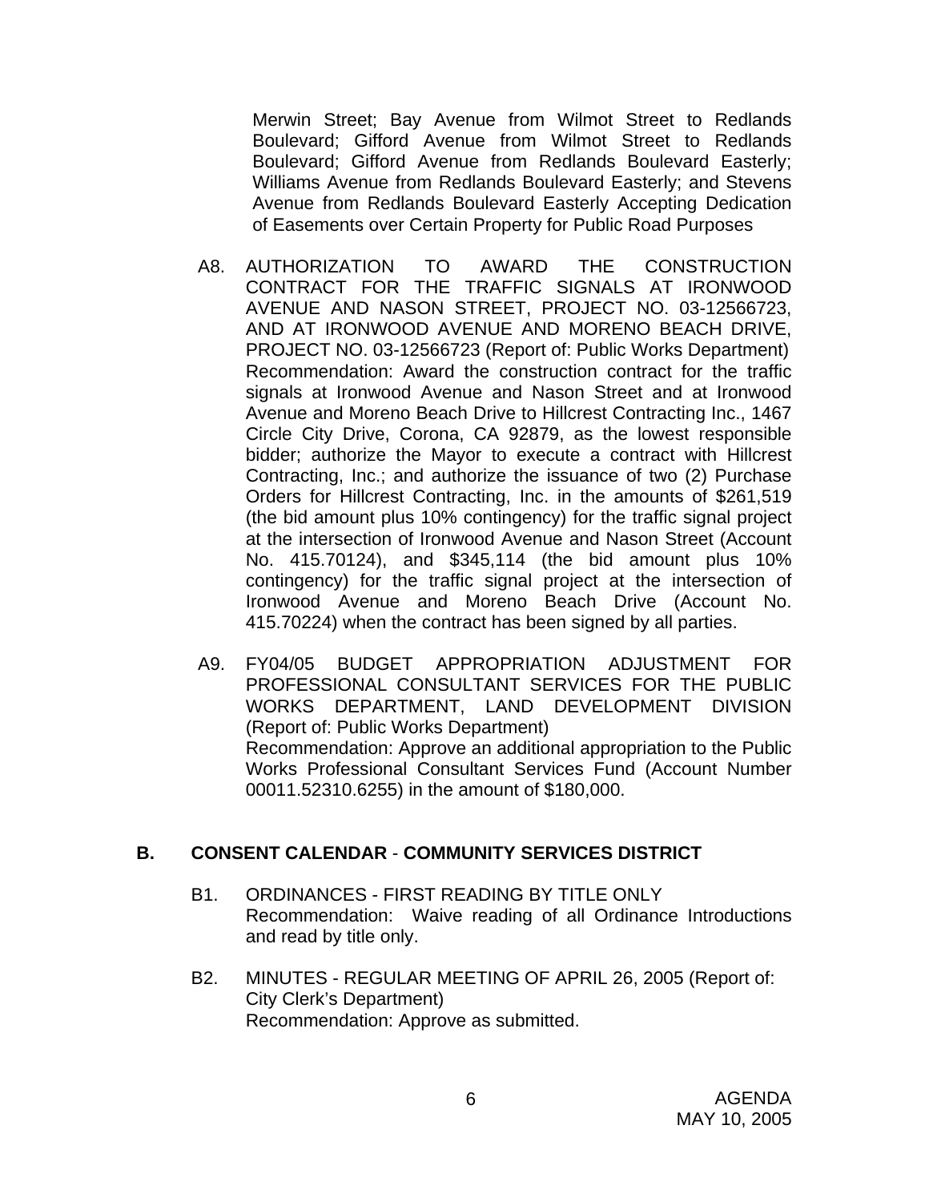Merwin Street; Bay Avenue from Wilmot Street to Redlands Boulevard; Gifford Avenue from Wilmot Street to Redlands Boulevard; Gifford Avenue from Redlands Boulevard Easterly; Williams Avenue from Redlands Boulevard Easterly; and Stevens Avenue from Redlands Boulevard Easterly Accepting Dedication of Easements over Certain Property for Public Road Purposes

A8. AUTHORIZATION TO AWARD THE CONSTRUCTION CONTRACT FOR THE TRAFFIC SIGNALS AT IRONWOOD AVENUE AND NASON STREET, PROJECT NO. 03-12566723, AND AT IRONWOOD AVENUE AND MORENO BEACH DRIVE, PROJECT NO. 03-12566723 (Report of: Public Works Department)
Recommendation: Award the construction contract for the traffic signals at Ironwood Avenue and Nason Street and at Ironwood Avenue and Moreno Beach Drive to Hillcrest Contracting Inc., 1467 Circle City Drive, Corona, CA 92879, as the lowest responsible bidder; authorize the Mayor to execute a contract with Hillcrest Contracting, Inc.; and authorize the issuance of two (2) Purchase Orders for Hillcrest Contracting, Inc. in the amounts of $261,519 (the bid amount plus 10% contingency) for the traffic signal project at the intersection of Ironwood Avenue and Nason Street (Account No. 415.70124), and $345,114 (the bid amount plus 10% contingency) for the traffic signal project at the intersection of Ironwood Avenue and Moreno Beach Drive (Account No. 415.70224) when the contract has been signed by all parties.

A9. FY04/05 BUDGET APPROPRIATION ADJUSTMENT FOR PROFESSIONAL CONSULTANT SERVICES FOR THE PUBLIC WORKS DEPARTMENT, LAND DEVELOPMENT DIVISION (Report of: Public Works Department)
Recommendation: Approve an additional appropriation to the Public Works Professional Consultant Services Fund (Account Number 00011.52310.6255) in the amount of $180,000.

## B. CONSENT CALENDAR - COMMUNITY SERVICES DISTRICT

B1. ORDINANCES - FIRST READING BY TITLE ONLY
Recommendation: Waive reading of all Ordinance Introductions and read by title only.

B2. MINUTES - REGULAR MEETING OF APRIL 26, 2005 (Report of: City Clerk's Department)
Recommendation: Approve as submitted.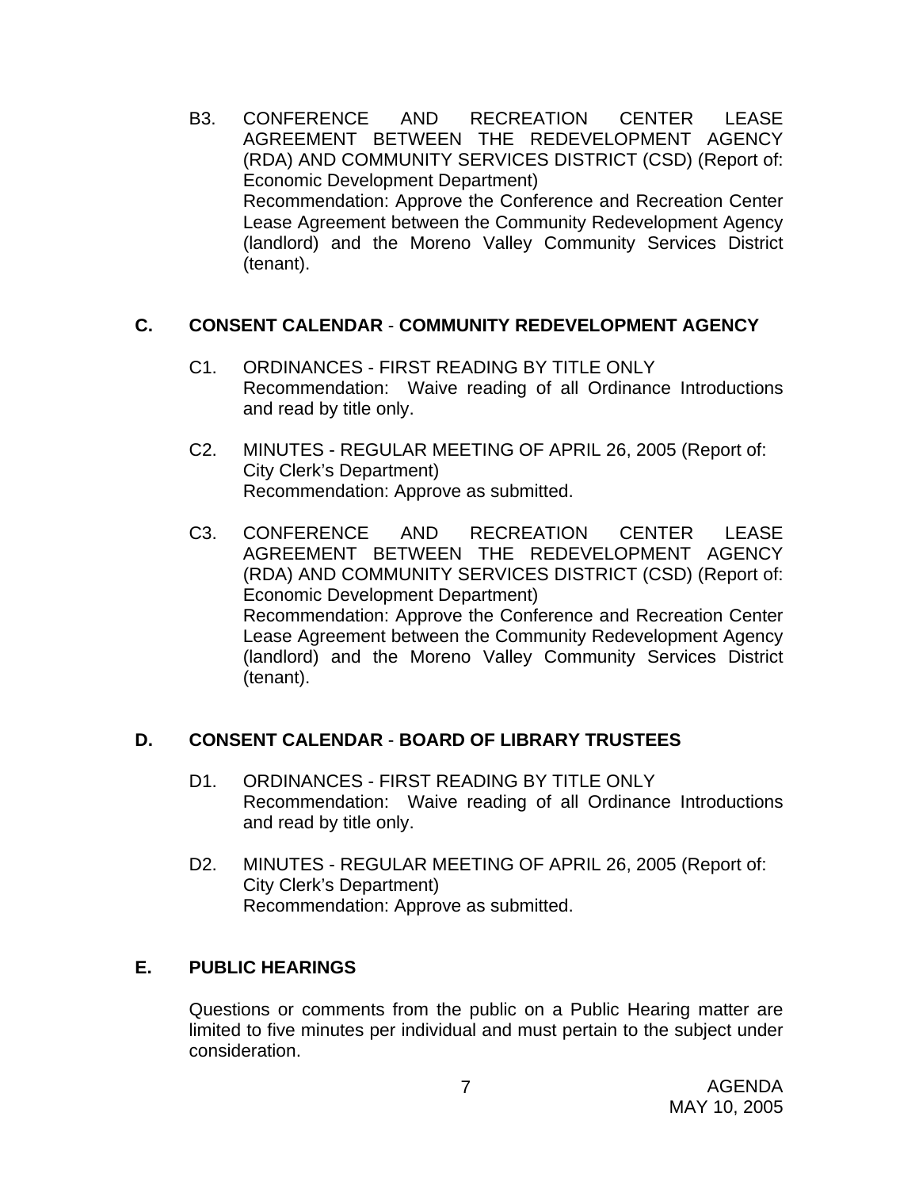B3. CONFERENCE AND RECREATION CENTER LEASE AGREEMENT BETWEEN THE REDEVELOPMENT AGENCY (RDA) AND COMMUNITY SERVICES DISTRICT (CSD) (Report of: Economic Development Department)
Recommendation: Approve the Conference and Recreation Center Lease Agreement between the Community Redevelopment Agency (landlord) and the Moreno Valley Community Services District (tenant).

## C. CONSENT CALENDAR - COMMUNITY REDEVELOPMENT AGENCY

C1. ORDINANCES - FIRST READING BY TITLE ONLY
Recommendation: Waive reading of all Ordinance Introductions and read by title only.

C2. MINUTES - REGULAR MEETING OF APRIL 26, 2005 (Report of: City Clerk's Department)
Recommendation: Approve as submitted.

C3. CONFERENCE AND RECREATION CENTER LEASE AGREEMENT BETWEEN THE REDEVELOPMENT AGENCY (RDA) AND COMMUNITY SERVICES DISTRICT (CSD) (Report of: Economic Development Department)
Recommendation: Approve the Conference and Recreation Center Lease Agreement between the Community Redevelopment Agency (landlord) and the Moreno Valley Community Services District (tenant).

## D. CONSENT CALENDAR - BOARD OF LIBRARY TRUSTEES

D1. ORDINANCES - FIRST READING BY TITLE ONLY
Recommendation: Waive reading of all Ordinance Introductions and read by title only.

D2. MINUTES - REGULAR MEETING OF APRIL 26, 2005 (Report of: City Clerk's Department)
Recommendation: Approve as submitted.

## E. PUBLIC HEARINGS

Questions or comments from the public on a Public Hearing matter are limited to five minutes per individual and must pertain to the subject under consideration.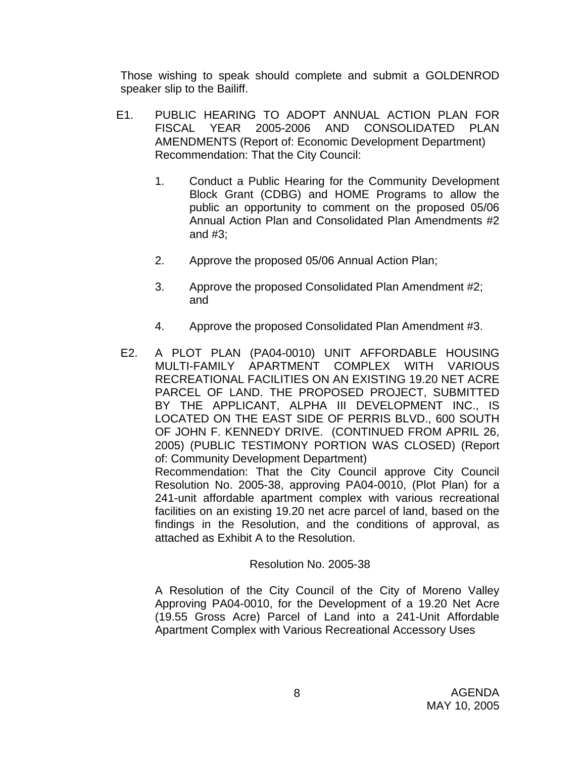Those wishing to speak should complete and submit a GOLDENROD speaker slip to the Bailiff.

E1. PUBLIC HEARING TO ADOPT ANNUAL ACTION PLAN FOR FISCAL YEAR 2005-2006 AND CONSOLIDATED PLAN AMENDMENTS (Report of: Economic Development Department)
Recommendation: That the City Council:

1. Conduct a Public Hearing for the Community Development Block Grant (CDBG) and HOME Programs to allow the public an opportunity to comment on the proposed 05/06 Annual Action Plan and Consolidated Plan Amendments #2 and #3;

2. Approve the proposed 05/06 Annual Action Plan;

3. Approve the proposed Consolidated Plan Amendment #2; and

4. Approve the proposed Consolidated Plan Amendment #3.

E2. A PLOT PLAN (PA04-0010) UNIT AFFORDABLE HOUSING MULTI-FAMILY APARTMENT COMPLEX WITH VARIOUS RECREATIONAL FACILITIES ON AN EXISTING 19.20 NET ACRE PARCEL OF LAND. THE PROPOSED PROJECT, SUBMITTED BY THE APPLICANT, ALPHA III DEVELOPMENT INC., IS LOCATED ON THE EAST SIDE OF PERRIS BLVD., 600 SOUTH OF JOHN F. KENNEDY DRIVE. (CONTINUED FROM APRIL 26, 2005) (PUBLIC TESTIMONY PORTION WAS CLOSED) (Report of: Community Development Department)
Recommendation: That the City Council approve City Council Resolution No. 2005-38, approving PA04-0010, (Plot Plan) for a 241-unit affordable apartment complex with various recreational facilities on an existing 19.20 net acre parcel of land, based on the findings in the Resolution, and the conditions of approval, as attached as Exhibit A to the Resolution.

Resolution No. 2005-38

A Resolution of the City Council of the City of Moreno Valley Approving PA04-0010, for the Development of a 19.20 Net Acre (19.55 Gross Acre) Parcel of Land into a 241-Unit Affordable Apartment Complex with Various Recreational Accessory Uses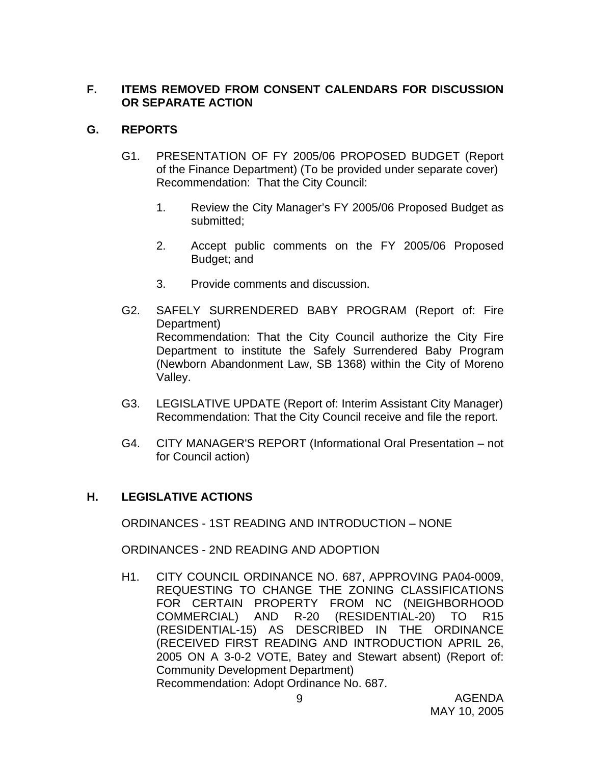## F. ITEMS REMOVED FROM CONSENT CALENDARS FOR DISCUSSION OR SEPARATE ACTION

## G. REPORTS

G1. PRESENTATION OF FY 2005/06 PROPOSED BUDGET (Report of the Finance Department) (To be provided under separate cover)
Recommendation: That the City Council:

1. Review the City Manager's FY 2005/06 Proposed Budget as submitted;

2. Accept public comments on the FY 2005/06 Proposed Budget; and

3. Provide comments and discussion.

G2. SAFELY SURRENDERED BABY PROGRAM (Report of: Fire Department)
Recommendation: That the City Council authorize the City Fire Department to institute the Safely Surrendered Baby Program (Newborn Abandonment Law, SB 1368) within the City of Moreno Valley.

G3. LEGISLATIVE UPDATE (Report of: Interim Assistant City Manager)
Recommendation: That the City Council receive and file the report.

G4. CITY MANAGER'S REPORT (Informational Oral Presentation – not for Council action)

## H. LEGISLATIVE ACTIONS

ORDINANCES - 1ST READING AND INTRODUCTION – NONE

ORDINANCES - 2ND READING AND ADOPTION

H1. CITY COUNCIL ORDINANCE NO. 687, APPROVING PA04-0009, REQUESTING TO CHANGE THE ZONING CLASSIFICATIONS FOR CERTAIN PROPERTY FROM NC (NEIGHBORHOOD COMMERCIAL) AND R-20 (RESIDENTIAL-20) TO R15 (RESIDENTIAL-15) AS DESCRIBED IN THE ORDINANCE (RECEIVED FIRST READING AND INTRODUCTION APRIL 26, 2005 ON A 3-0-2 VOTE, Batey and Stewart absent) (Report of: Community Development Department)
Recommendation: Adopt Ordinance No. 687.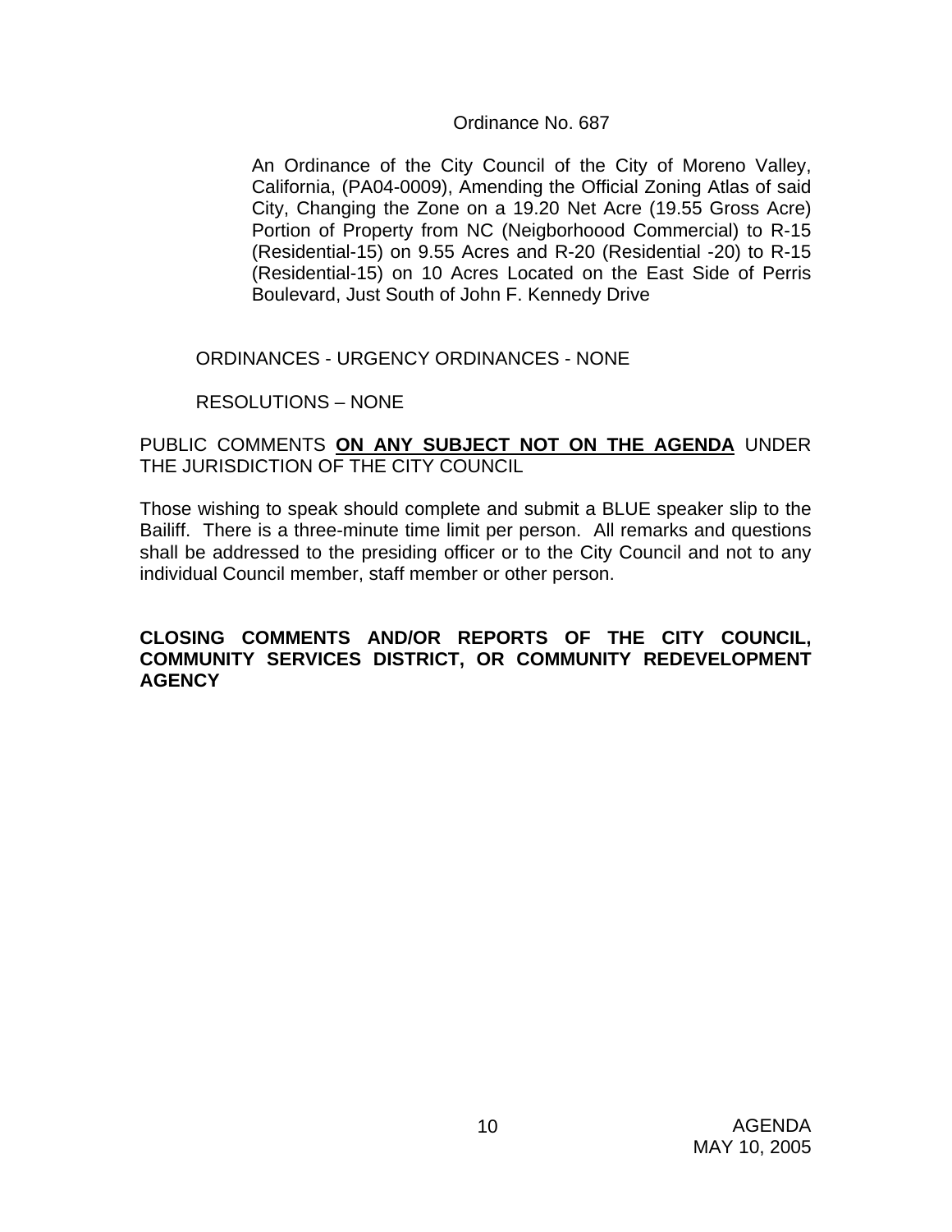Ordinance No. 687

An Ordinance of the City Council of the City of Moreno Valley, California, (PA04-0009), Amending the Official Zoning Atlas of said City, Changing the Zone on a 19.20 Net Acre (19.55 Gross Acre) Portion of Property from NC (Neigborhoood Commercial) to R-15 (Residential-15) on 9.55 Acres and R-20 (Residential -20) to R-15 (Residential-15) on 10 Acres Located on the East Side of Perris Boulevard, Just South of John F. Kennedy Drive

ORDINANCES - URGENCY ORDINANCES - NONE

RESOLUTIONS – NONE

PUBLIC COMMENTS **ON ANY SUBJECT NOT ON THE AGENDA** UNDER THE JURISDICTION OF THE CITY COUNCIL

Those wishing to speak should complete and submit a BLUE speaker slip to the Bailiff. There is a three-minute time limit per person. All remarks and questions shall be addressed to the presiding officer or to the City Council and not to any individual Council member, staff member or other person.

**CLOSING COMMENTS AND/OR REPORTS OF THE CITY COUNCIL, COMMUNITY SERVICES DISTRICT, OR COMMUNITY REDEVELOPMENT AGENCY**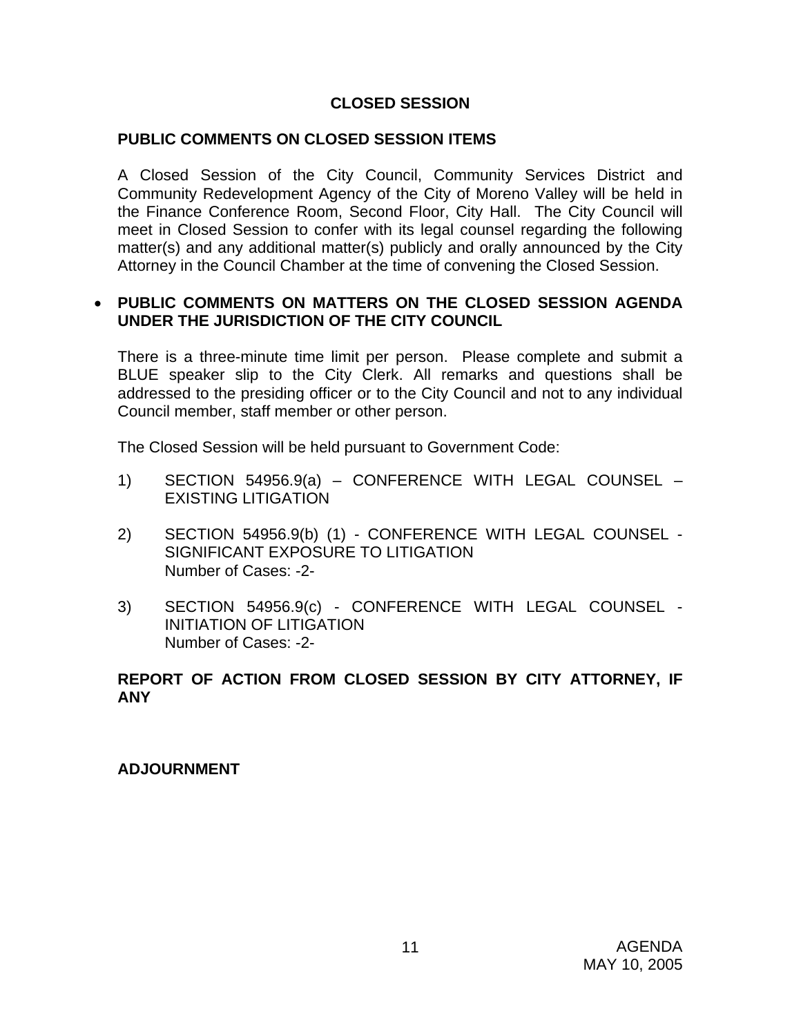## CLOSED SESSION

### PUBLIC COMMENTS ON CLOSED SESSION ITEMS

A Closed Session of the City Council, Community Services District and Community Redevelopment Agency of the City of Moreno Valley will be held in the Finance Conference Room, Second Floor, City Hall. The City Council will meet in Closed Session to confer with its legal counsel regarding the following matter(s) and any additional matter(s) publicly and orally announced by the City Attorney in the Council Chamber at the time of convening the Closed Session.

- **PUBLIC COMMENTS ON MATTERS ON THE CLOSED SESSION AGENDA UNDER THE JURISDICTION OF THE CITY COUNCIL**

There is a three-minute time limit per person. Please complete and submit a BLUE speaker slip to the City Clerk. All remarks and questions shall be addressed to the presiding officer or to the City Council and not to any individual Council member, staff member or other person.

The Closed Session will be held pursuant to Government Code:

1) SECTION 54956.9(a) – CONFERENCE WITH LEGAL COUNSEL – EXISTING LITIGATION

2) SECTION 54956.9(b) (1) - CONFERENCE WITH LEGAL COUNSEL - SIGNIFICANT EXPOSURE TO LITIGATION
Number of Cases: -2-

3) SECTION 54956.9(c) - CONFERENCE WITH LEGAL COUNSEL - INITIATION OF LITIGATION
Number of Cases: -2-

**REPORT OF ACTION FROM CLOSED SESSION BY CITY ATTORNEY, IF ANY**

**ADJOURNMENT**